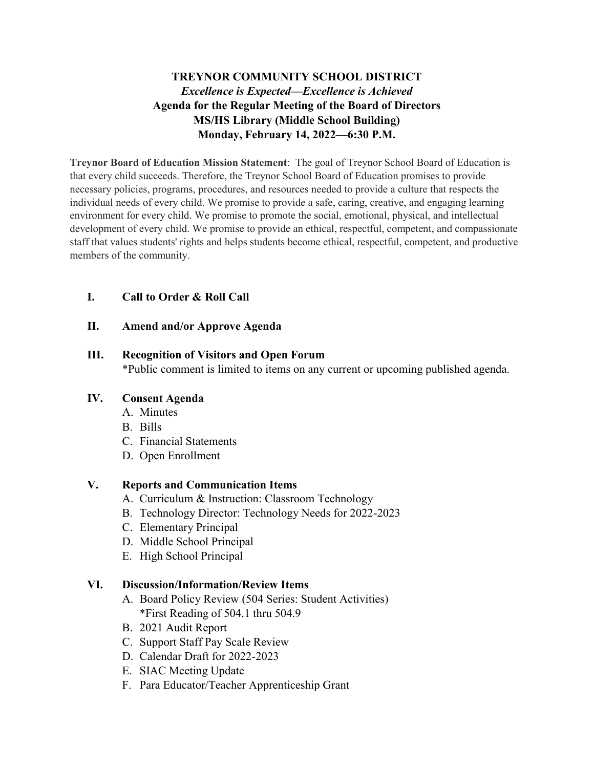# TREYNOR COMMUNITY SCHOOL DISTRICT

***Excellence is Expected—Excellence is Achieved***

**Agenda for the Regular Meeting of the Board of Directors**

**MS/HS Library (Middle School Building)**

**Monday, February 14, 2022—6:30 P.M.**

**Treynor Board of Education Mission Statement**: The goal of Treynor School Board of Education is that every child succeeds. Therefore, the Treynor School Board of Education promises to provide necessary policies, programs, procedures, and resources needed to provide a culture that respects the individual needs of every child. We promise to provide a safe, caring, creative, and engaging learning environment for every child. We promise to promote the social, emotional, physical, and intellectual development of every child. We promise to provide an ethical, respectful, competent, and compassionate staff that values students' rights and helps students become ethical, respectful, competent, and productive members of the community.

## I. Call to Order & Roll Call

## II. Amend and/or Approve Agenda

## III. Recognition of Visitors and Open Forum

*Public comment is limited to items on any current or upcoming published agenda.

## IV. Consent Agenda

A. Minutes
B. Bills
C. Financial Statements
D. Open Enrollment

## V. Reports and Communication Items

A. Curriculum & Instruction: Classroom Technology
B. Technology Director: Technology Needs for 2022-2023
C. Elementary Principal
D. Middle School Principal
E. High School Principal

## VI. Discussion/Information/Review Items

A. Board Policy Review (504 Series: Student Activities)
   *First Reading of 504.1 thru 504.9
B. 2021 Audit Report
C. Support Staff Pay Scale Review
D. Calendar Draft for 2022-2023
E. SIAC Meeting Update
F. Para Educator/Teacher Apprenticeship Grant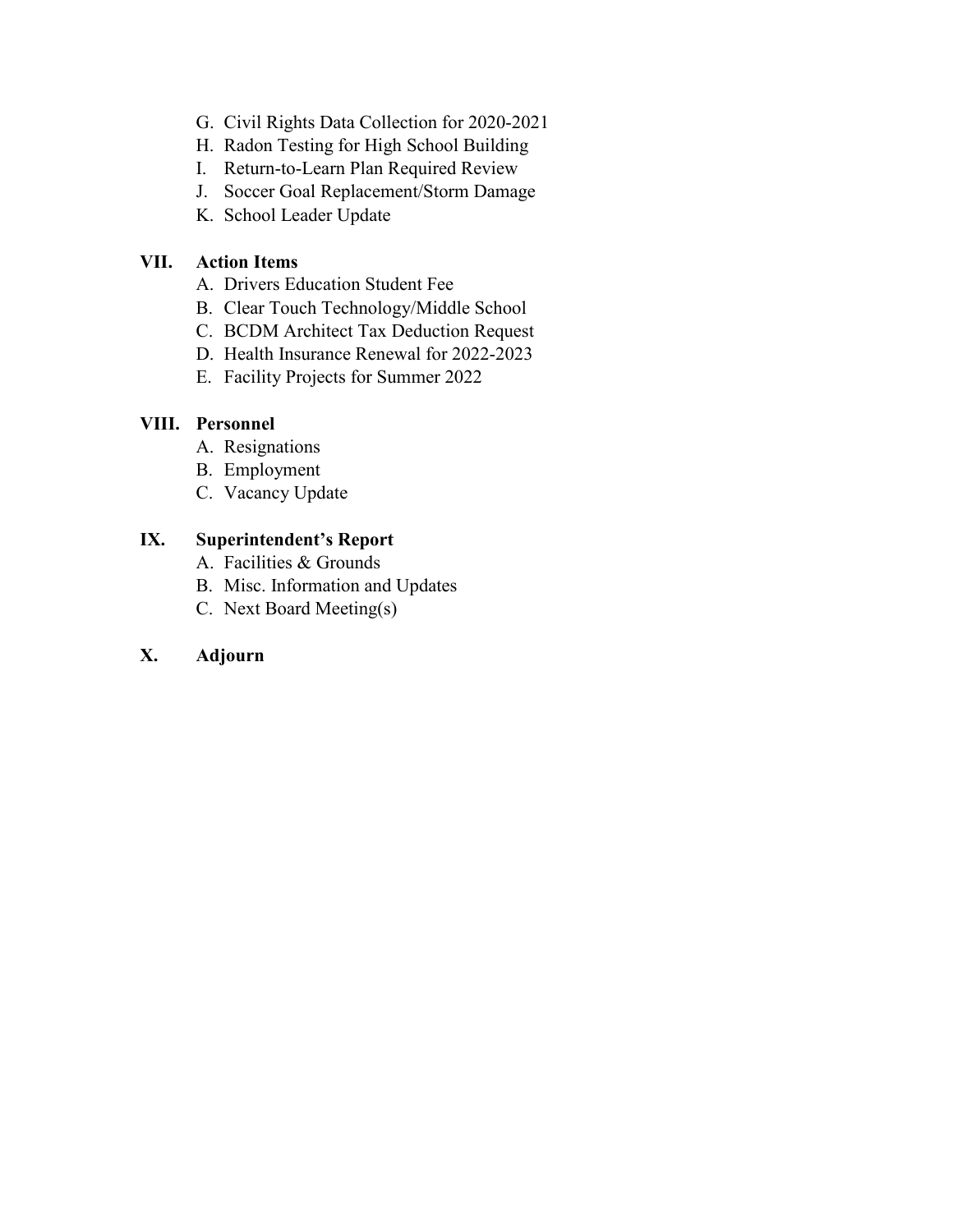G. Civil Rights Data Collection for 2020-2021
H. Radon Testing for High School Building
I. Return-to-Learn Plan Required Review
J. Soccer Goal Replacement/Storm Damage
K. School Leader Update

**VII. Action Items**

A. Drivers Education Student Fee
B. Clear Touch Technology/Middle School
C. BCDM Architect Tax Deduction Request
D. Health Insurance Renewal for 2022-2023
E. Facility Projects for Summer 2022

**VIII. Personnel**

A. Resignations
B. Employment
C. Vacancy Update

**IX. Superintendent's Report**

A. Facilities & Grounds
B. Misc. Information and Updates
C. Next Board Meeting(s)

**X. Adjourn**